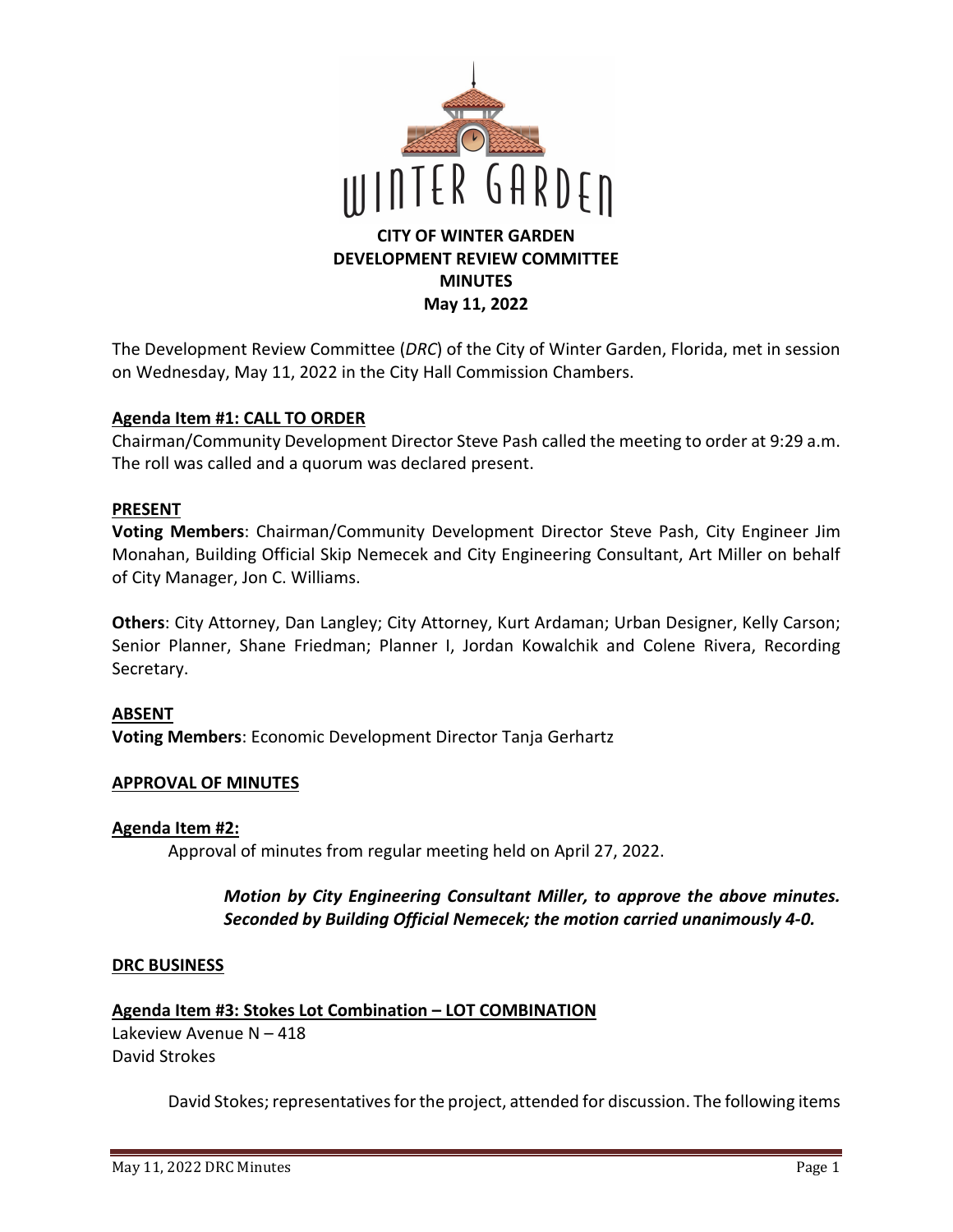# WINTER GARDEN

**CITY OF WINTER GARDEN**
**DEVELOPMENT REVIEW COMMITTEE**
**MINUTES**
**May 11, 2022**

The Development Review Committee (*DRC*) of the City of Winter Garden, Florida, met in session on Wednesday, May 11, 2022 in the City Hall Commission Chambers.

**Agenda Item #1: CALL TO ORDER**

Chairman/Community Development Director Steve Pash called the meeting to order at 9:29 a.m. The roll was called and a quorum was declared present.

**PRESENT**

**Voting Members**: Chairman/Community Development Director Steve Pash, City Engineer Jim Monahan, Building Official Skip Nemecek and City Engineering Consultant, Art Miller on behalf of City Manager, Jon C. Williams.

**Others**: City Attorney, Dan Langley; City Attorney, Kurt Ardaman; Urban Designer, Kelly Carson; Senior Planner, Shane Friedman; Planner I, Jordan Kowalchik and Colene Rivera, Recording Secretary.

**ABSENT**

**Voting Members**: Economic Development Director Tanja Gerhartz

**APPROVAL OF MINUTES**

**Agenda Item #2:**

Approval of minutes from regular meeting held on April 27, 2022.

> ***Motion by City Engineering Consultant Miller, to approve the above minutes. Seconded by Building Official Nemecek; the motion carried unanimously 4-0.***

**DRC BUSINESS**

**Agenda Item #3: Stokes Lot Combination – LOT COMBINATION**

Lakeview Avenue N – 418
David Strokes

David Stokes; representatives for the project, attended for discussion. The following items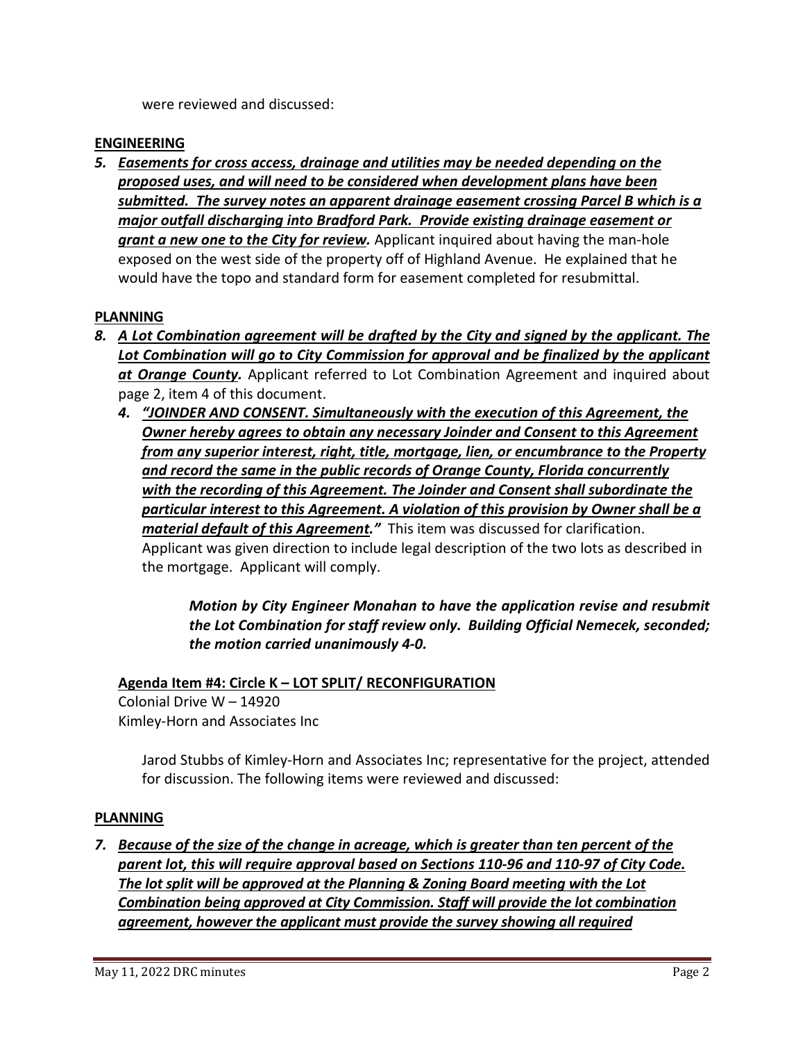were reviewed and discussed:

**ENGINEERING**

5. ***Easements for cross access, drainage and utilities may be needed depending on the proposed uses, and will need to be considered when development plans have been submitted. The survey notes an apparent drainage easement crossing Parcel B which is a major outfall discharging into Bradford Park. Provide existing drainage easement or grant a new one to the City for review.*** Applicant inquired about having the man-hole exposed on the west side of the property off of Highland Avenue. He explained that he would have the topo and standard form for easement completed for resubmittal.

**PLANNING**

8. ***A Lot Combination agreement will be drafted by the City and signed by the applicant. The Lot Combination will go to City Commission for approval and be finalized by the applicant at Orange County.*** Applicant referred to Lot Combination Agreement and inquired about page 2, item 4 of this document.
   4. ***"JOINDER AND CONSENT. Simultaneously with the execution of this Agreement, the Owner hereby agrees to obtain any necessary Joinder and Consent to this Agreement from any superior interest, right, title, mortgage, lien, or encumbrance to the Property and record the same in the public records of Orange County, Florida concurrently with the recording of this Agreement. The Joinder and Consent shall subordinate the particular interest to this Agreement. A violation of this provision by Owner shall be a material default of this Agreement."*** This item was discussed for clarification. Applicant was given direction to include legal description of the two lots as described in the mortgage. Applicant will comply.

   ***Motion by City Engineer Monahan to have the application revise and resubmit the Lot Combination for staff review only. Building Official Nemecek, seconded; the motion carried unanimously 4-0.***

**Agenda Item #4: Circle K – LOT SPLIT/ RECONFIGURATION**
Colonial Drive W – 14920
Kimley-Horn and Associates Inc

Jarod Stubbs of Kimley-Horn and Associates Inc; representative for the project, attended for discussion. The following items were reviewed and discussed:

**PLANNING**

7. ***Because of the size of the change in acreage, which is greater than ten percent of the parent lot, this will require approval based on Sections 110-96 and 110-97 of City Code. The lot split will be approved at the Planning & Zoning Board meeting with the Lot Combination being approved at City Commission. Staff will provide the lot combination agreement, however the applicant must provide the survey showing all required***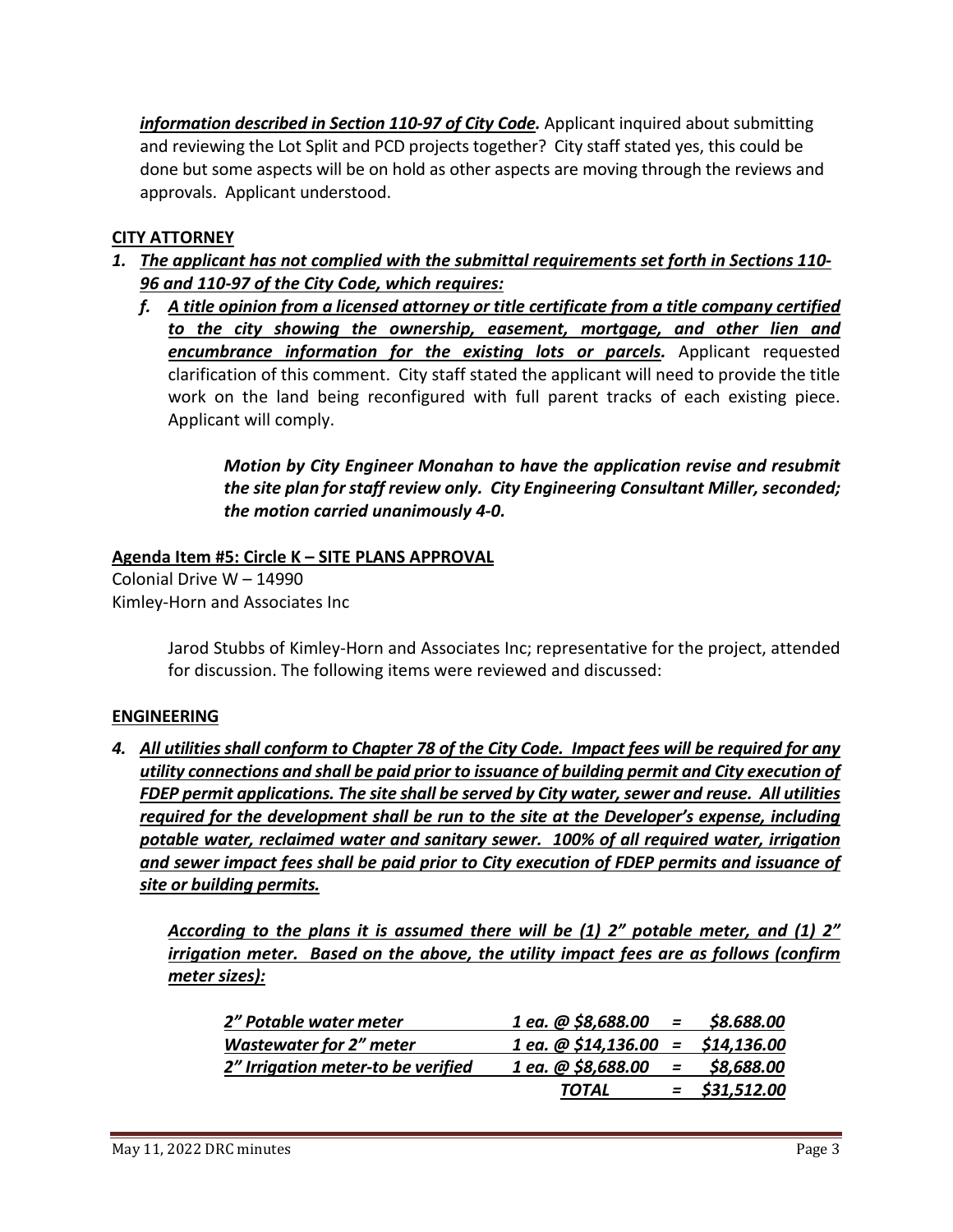***information described in Section 110-97 of City Code.*** Applicant inquired about submitting and reviewing the Lot Split and PCD projects together? City staff stated yes, this could be done but some aspects will be on hold as other aspects are moving through the reviews and approvals. Applicant understood.

**CITY ATTORNEY**

1. ***The applicant has not complied with the submittal requirements set forth in Sections 110-96 and 110-97 of the City Code, which requires:***

   f. ***A title opinion from a licensed attorney or title certificate from a title company certified to the city showing the ownership, easement, mortgage, and other lien and encumbrance information for the existing lots or parcels.*** Applicant requested clarification of this comment. City staff stated the applicant will need to provide the title work on the land being reconfigured with full parent tracks of each existing piece. Applicant will comply.

   ***Motion by City Engineer Monahan to have the application revise and resubmit the site plan for staff review only. City Engineering Consultant Miller, seconded; the motion carried unanimously 4-0.***

**Agenda Item #5: Circle K – SITE PLANS APPROVAL**

Colonial Drive W – 14990
Kimley-Horn and Associates Inc

Jarod Stubbs of Kimley-Horn and Associates Inc; representative for the project, attended for discussion. The following items were reviewed and discussed:

**ENGINEERING**

4. ***All utilities shall conform to Chapter 78 of the City Code. Impact fees will be required for any utility connections and shall be paid prior to issuance of building permit and City execution of FDEP permit applications. The site shall be served by City water, sewer and reuse. All utilities required for the development shall be run to the site at the Developer's expense, including potable water, reclaimed water and sanitary sewer. 100% of all required water, irrigation and sewer impact fees shall be paid prior to City execution of FDEP permits and issuance of site or building permits.***

   ***According to the plans it is assumed there will be (1) 2" potable meter, and (1) 2" irrigation meter. Based on the above, the utility impact fees are as follows (confirm meter sizes):***

| | | | |
|---|---|---|---|
| *2" Potable water meter* | *1 ea. @ $8,688.00* | *=* | *$8.688.00* |
| *Wastewater for 2" meter* | *1 ea. @ $14,136.00* | *=* | *$14,136.00* |
| *2" Irrigation meter-to be verified* | *1 ea. @ $8,688.00* | *=* | *$8,688.00* |
| | ***TOTAL*** | *=* | ***$31,512.00*** |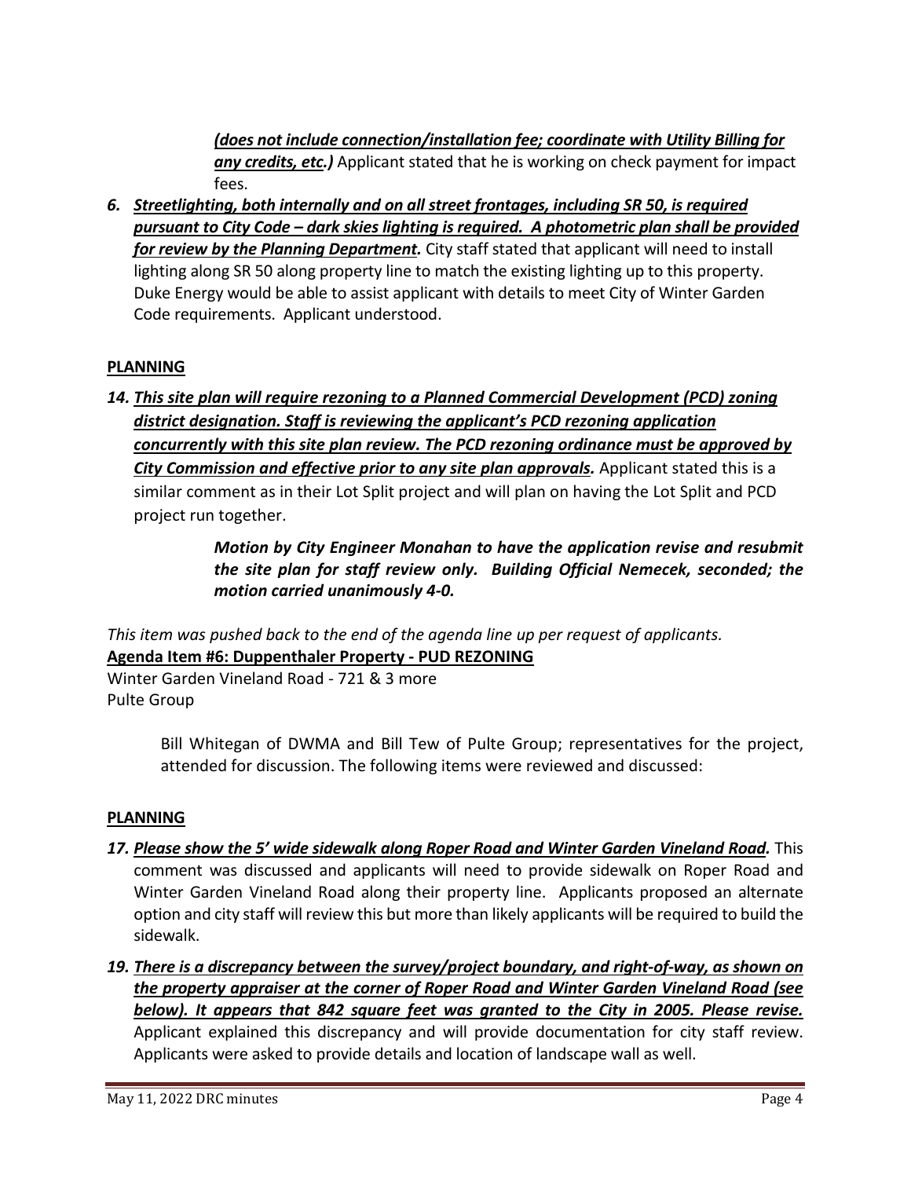*<u>(does not include connection/installation fee; coordinate with Utility Billing for any credits, etc.)</u>* Applicant stated that he is working on check payment for impact fees.

6. ***<u>Streetlighting, both internally and on all street frontages, including SR 50, is required pursuant to City Code – dark skies lighting is required. A photometric plan shall be provided for review by the Planning Department.</u>*** City staff stated that applicant will need to install lighting along SR 50 along property line to match the existing lighting up to this property. Duke Energy would be able to assist applicant with details to meet City of Winter Garden Code requirements. Applicant understood.

**<u>PLANNING</u>**

14. ***<u>This site plan will require rezoning to a Planned Commercial Development (PCD) zoning district designation. Staff is reviewing the applicant's PCD rezoning application concurrently with this site plan review. The PCD rezoning ordinance must be approved by City Commission and effective prior to any site plan approvals.</u>*** Applicant stated this is a similar comment as in their Lot Split project and will plan on having the Lot Split and PCD project run together.

> ***Motion by City Engineer Monahan to have the application revise and resubmit the site plan for staff review only. Building Official Nemecek, seconded; the motion carried unanimously 4-0.***

*This item was pushed back to the end of the agenda line up per request of applicants.*

**<u>Agenda Item #6: Duppenthaler Property - PUD REZONING</u>**
Winter Garden Vineland Road - 721 & 3 more
Pulte Group

> Bill Whitegan of DWMA and Bill Tew of Pulte Group; representatives for the project, attended for discussion. The following items were reviewed and discussed:

**<u>PLANNING</u>**

17. ***<u>Please show the 5' wide sidewalk along Roper Road and Winter Garden Vineland Road.</u>*** This comment was discussed and applicants will need to provide sidewalk on Roper Road and Winter Garden Vineland Road along their property line. Applicants proposed an alternate option and city staff will review this but more than likely applicants will be required to build the sidewalk.

19. ***<u>There is a discrepancy between the survey/project boundary, and right-of-way, as shown on the property appraiser at the corner of Roper Road and Winter Garden Vineland Road (see below). It appears that 842 square feet was granted to the City in 2005. Please revise.</u>*** Applicant explained this discrepancy and will provide documentation for city staff review. Applicants were asked to provide details and location of landscape wall as well.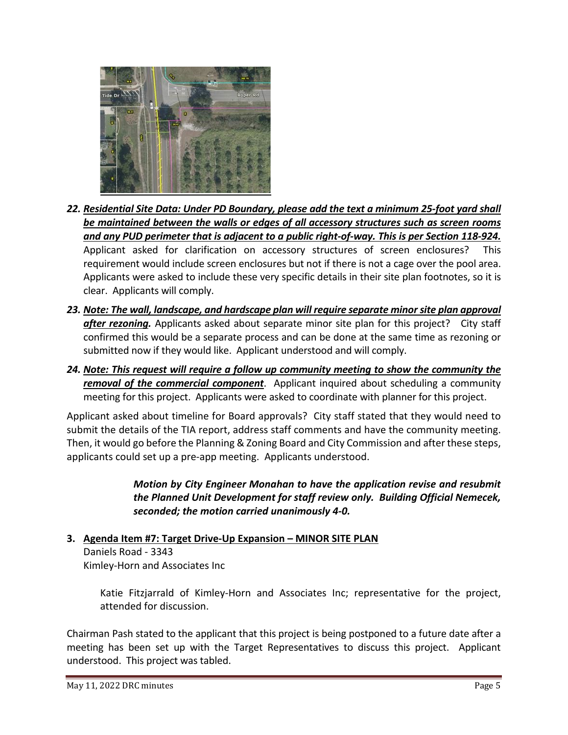22. ***Residential Site Data: Under PD Boundary, please add the text a minimum 25-foot yard shall be maintained between the walls or edges of all accessory structures such as screen rooms and any PUD perimeter that is adjacent to a public right-of-way. This is per Section 118-924.*** Applicant asked for clarification on accessory structures of screen enclosures? This requirement would include screen enclosures but not if there is not a cage over the pool area. Applicants were asked to include these very specific details in their site plan footnotes, so it is clear. Applicants will comply.

23. ***Note: The wall, landscape, and hardscape plan will require separate minor site plan approval after rezoning.*** Applicants asked about separate minor site plan for this project? City staff confirmed this would be a separate process and can be done at the same time as rezoning or submitted now if they would like. Applicant understood and will comply.

24. ***Note: This request will require a follow up community meeting to show the community the removal of the commercial component***. Applicant inquired about scheduling a community meeting for this project. Applicants were asked to coordinate with planner for this project.

Applicant asked about timeline for Board approvals? City staff stated that they would need to submit the details of the TIA report, address staff comments and have the community meeting. Then, it would go before the Planning & Zoning Board and City Commission and after these steps, applicants could set up a pre-app meeting. Applicants understood.

> ***Motion by City Engineer Monahan to have the application revise and resubmit the Planned Unit Development for staff review only. Building Official Nemecek, seconded; the motion carried unanimously 4-0.***

3. **Agenda Item #7: Target Drive-Up Expansion – MINOR SITE PLAN**
   Daniels Road - 3343
   Kimley-Horn and Associates Inc

   Katie Fitzjarrald of Kimley-Horn and Associates Inc; representative for the project, attended for discussion.

Chairman Pash stated to the applicant that this project is being postponed to a future date after a meeting has been set up with the Target Representatives to discuss this project. Applicant understood. This project was tabled.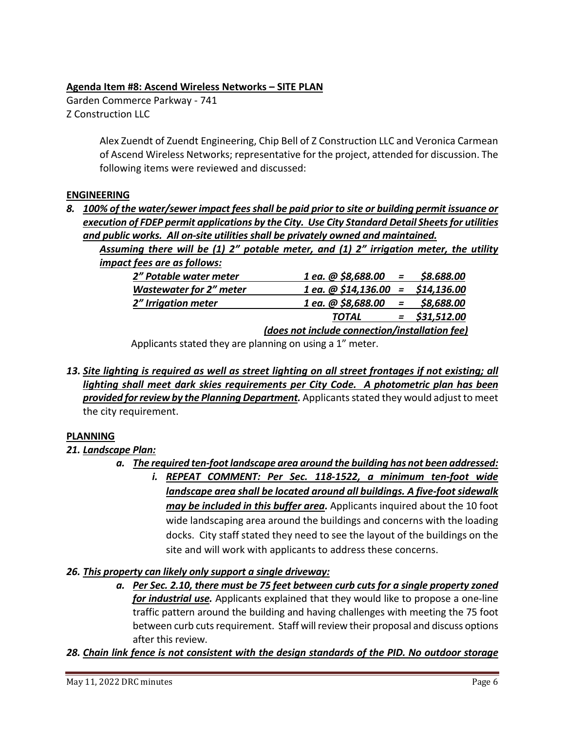**Agenda Item #8: Ascend Wireless Networks – SITE PLAN**

Garden Commerce Parkway - 741
Z Construction LLC

Alex Zuendt of Zuendt Engineering, Chip Bell of Z Construction LLC and Veronica Carmean of Ascend Wireless Networks; representative for the project, attended for discussion. The following items were reviewed and discussed:

**ENGINEERING**

***8. 100% of the water/sewer impact fees shall be paid prior to site or building permit issuance or execution of FDEP permit applications by the City. Use City Standard Detail Sheets for utilities and public works. All on-site utilities shall be privately owned and maintained.***

***Assuming there will be (1) 2" potable meter, and (1) 2" irrigation meter, the utility impact fees are as follows:***

| | | | |
|---|---|---|---|
| *2" Potable water meter* | *1 ea. @ $8,688.00* | *=* | *$8.688.00* |
| *Wastewater for 2" meter* | *1 ea. @ $14,136.00* | *=* | *$14,136.00* |
| *2" Irrigation meter* | *1 ea. @ $8,688.00* | *=* | *$8,688.00* |
| | *TOTAL* | *=* | *$31,512.00* |

***(does not include connection/installation fee)***

Applicants stated they are planning on using a 1" meter.

***13. Site lighting is required as well as street lighting on all street frontages if not existing; all lighting shall meet dark skies requirements per City Code. A photometric plan has been provided for review by the Planning Department.*** Applicants stated they would adjust to meet the city requirement.

**PLANNING**

***21. Landscape Plan:***

***a. The required ten-foot landscape area around the building has not been addressed:***

***i. REPEAT COMMENT: Per Sec. 118-1522, a minimum ten-foot wide landscape area shall be located around all buildings. A five-foot sidewalk may be included in this buffer area.*** Applicants inquired about the 10 foot wide landscaping area around the buildings and concerns with the loading docks. City staff stated they need to see the layout of the buildings on the site and will work with applicants to address these concerns.

***26. This property can likely only support a single driveway:***

***a. Per Sec. 2.10, there must be 75 feet between curb cuts for a single property zoned for industrial use.*** Applicants explained that they would like to propose a one-line traffic pattern around the building and having challenges with meeting the 75 foot between curb cuts requirement. Staff will review their proposal and discuss options after this review.

***28. Chain link fence is not consistent with the design standards of the PID. No outdoor storage***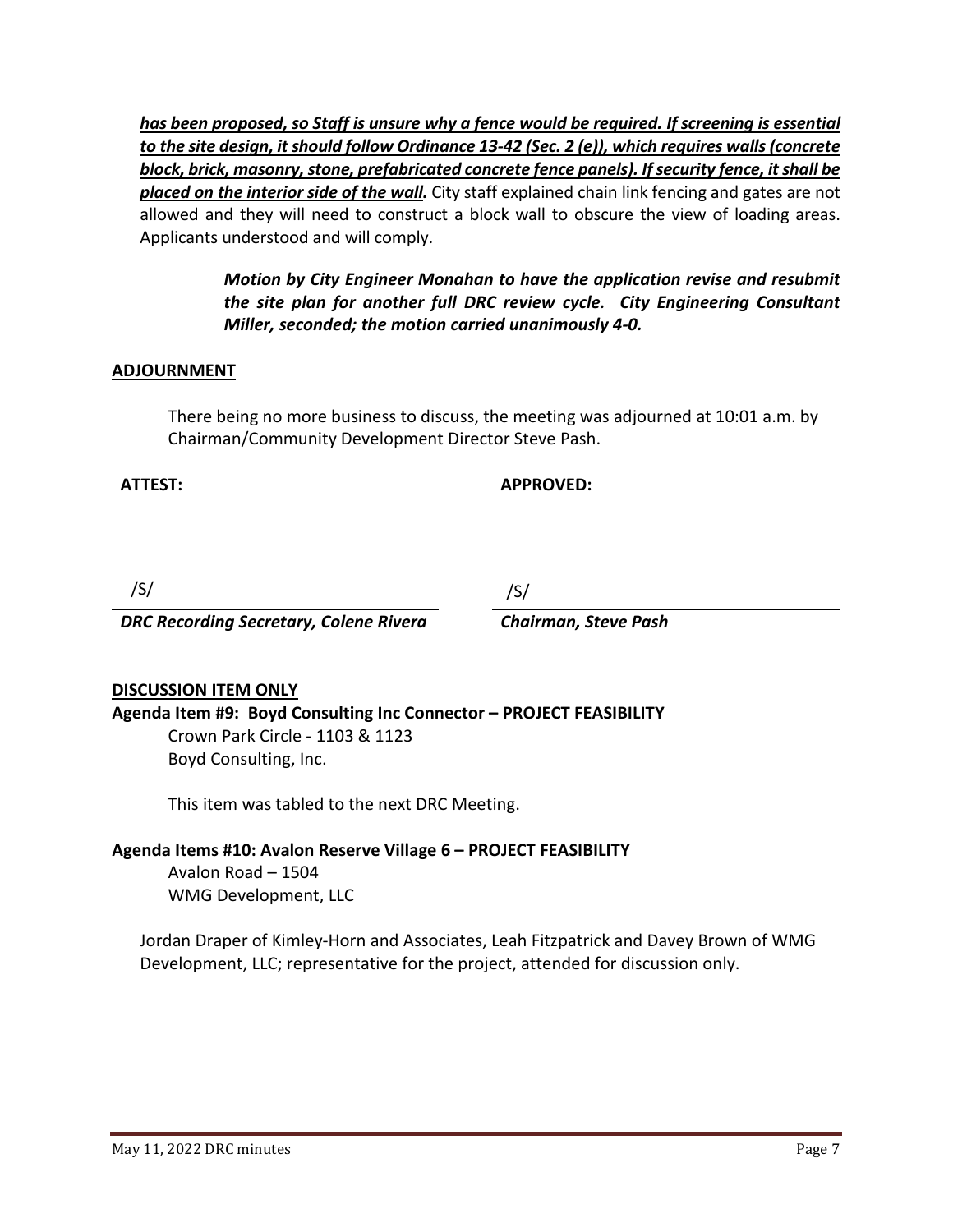***has been proposed, so Staff is unsure why a fence would be required. If screening is essential to the site design, it should follow Ordinance 13-42 (Sec. 2 (e)), which requires walls (concrete block, brick, masonry, stone, prefabricated concrete fence panels). If security fence, it shall be placed on the interior side of the wall.*** City staff explained chain link fencing and gates are not allowed and they will need to construct a block wall to obscure the view of loading areas. Applicants understood and will comply.

> ***Motion by City Engineer Monahan to have the application revise and resubmit the site plan for another full DRC review cycle. City Engineering Consultant Miller, seconded; the motion carried unanimously 4-0.***

## ADJOURNMENT

There being no more business to discuss, the meeting was adjourned at 10:01 a.m. by Chairman/Community Development Director Steve Pash.

**ATTEST:** **APPROVED:**

/S/ /S/

***DRC Recording Secretary, Colene Rivera*** ***Chairman, Steve Pash***

## DISCUSSION ITEM ONLY

**Agenda Item #9: Boyd Consulting Inc Connector – PROJECT FEASIBILITY**

Crown Park Circle - 1103 & 1123
Boyd Consulting, Inc.

This item was tabled to the next DRC Meeting.

**Agenda Items #10: Avalon Reserve Village 6 – PROJECT FEASIBILITY**

Avalon Road – 1504
WMG Development, LLC

Jordan Draper of Kimley-Horn and Associates, Leah Fitzpatrick and Davey Brown of WMG Development, LLC; representative for the project, attended for discussion only.